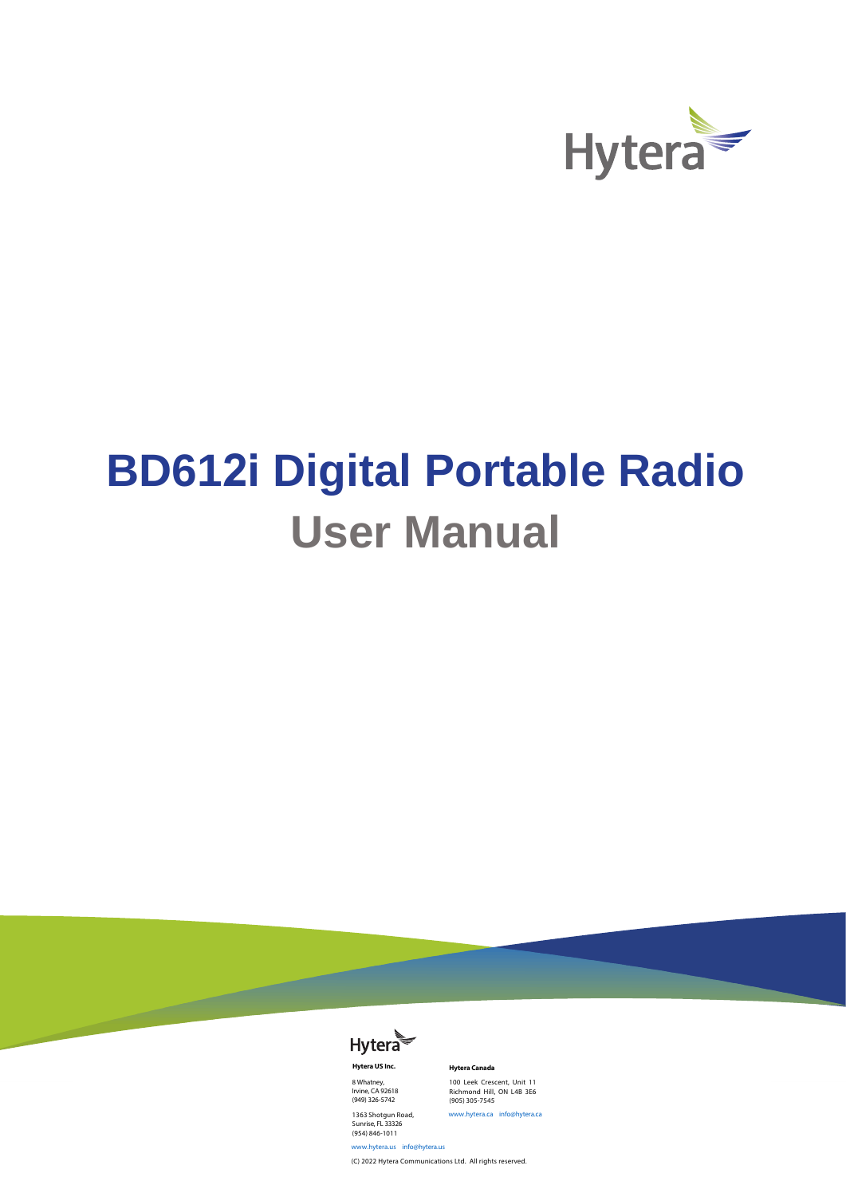Hytera

# BD612i Digital Portable Radio

## User Manual

Hytera

**Hytera US Inc.**

8 Whatney,
Irvine, CA 92618
(949) 326-5742

1363 Shotgun Road,
Sunrise, FL 33326
(954) 846-1011

www.hytera.us info@hytera.us

**Hytera Canada**

100 Leek Crescent, Unit 11
Richmond Hill, ON L4B 3E6
(905) 305-7545

www.hytera.ca info@hytera.ca

(C) 2022 Hytera Communications Ltd. All rights reserved.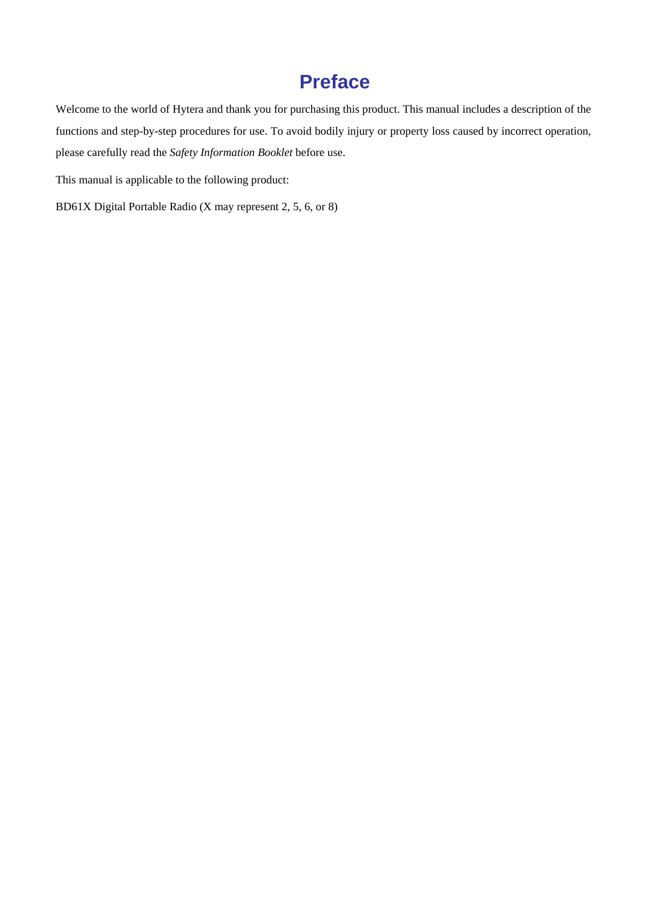# Preface

Welcome to the world of Hytera and thank you for purchasing this product. This manual includes a description of the functions and step-by-step procedures for use. To avoid bodily injury or property loss caused by incorrect operation, please carefully read the *Safety Information Booklet* before use.

This manual is applicable to the following product:

BD61X Digital Portable Radio (X may represent 2, 5, 6, or 8)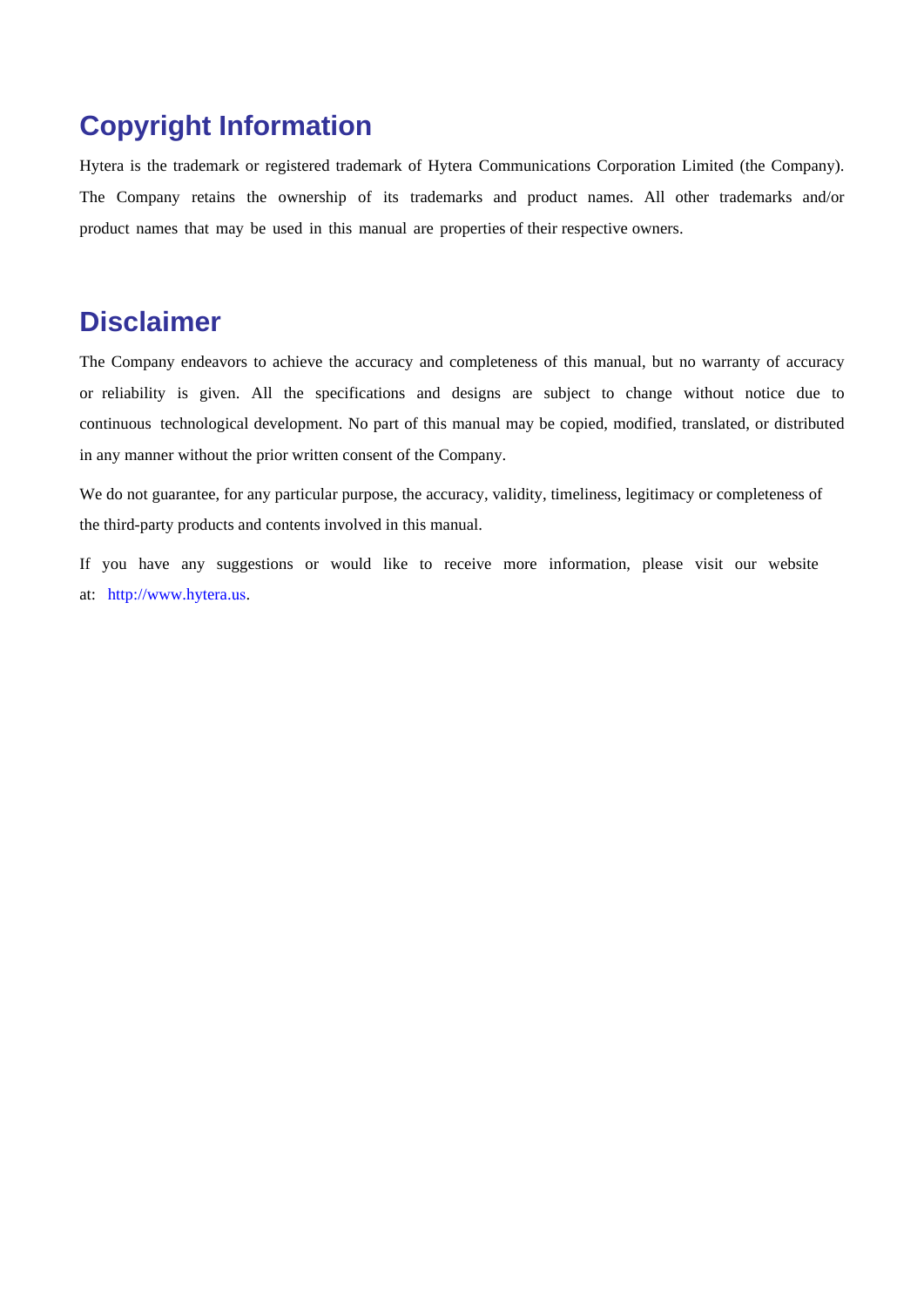# Copyright Information

Hytera is the trademark or registered trademark of Hytera Communications Corporation Limited (the Company). The Company retains the ownership of its trademarks and product names. All other trademarks and/or product names that may be used in this manual are properties of their respective owners.

# Disclaimer

The Company endeavors to achieve the accuracy and completeness of this manual, but no warranty of accuracy or reliability is given. All the specifications and designs are subject to change without notice due to continuous technological development. No part of this manual may be copied, modified, translated, or distributed in any manner without the prior written consent of the Company.

We do not guarantee, for any particular purpose, the accuracy, validity, timeliness, legitimacy or completeness of the third-party products and contents involved in this manual.

If you have any suggestions or would like to receive more information, please visit our website at: http://www.hytera.us.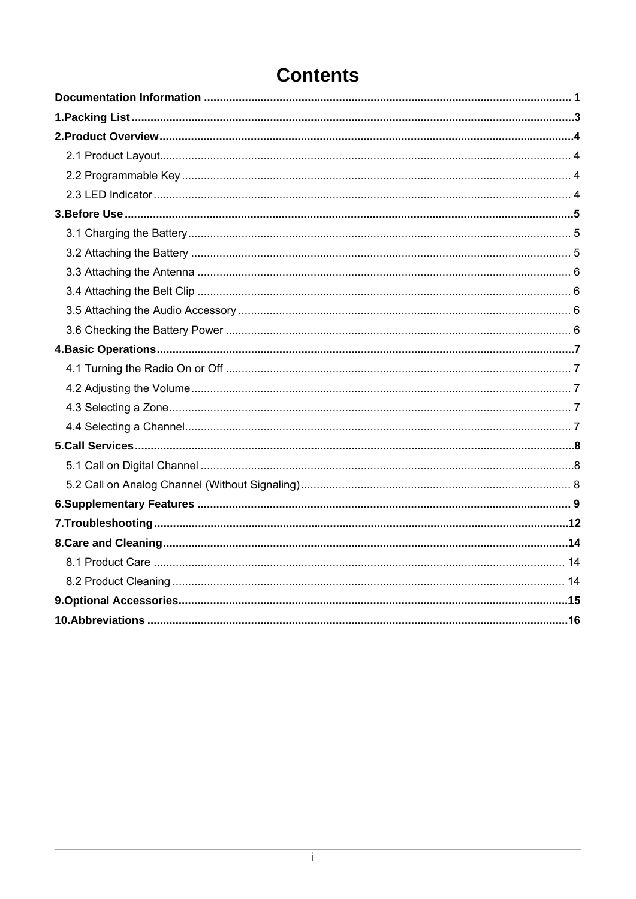# Contents

**Documentation Information** .................................................... **1**

**1.Packing List** .................................................... **3**

**2.Product Overview** .................................................... **4**

2.1 Product Layout .................................................... 4

2.2 Programmable Key .................................................... 4

2.3 LED Indicator .................................................... 4

**3.Before Use** .................................................... **5**

3.1 Charging the Battery .................................................... 5

3.2 Attaching the Battery .................................................... 5

3.3 Attaching the Antenna .................................................... 6

3.4 Attaching the Belt Clip .................................................... 6

3.5 Attaching the Audio Accessory .................................................... 6

3.6 Checking the Battery Power .................................................... 6

**4.Basic Operations** .................................................... **7**

4.1 Turning the Radio On or Off .................................................... 7

4.2 Adjusting the Volume .................................................... 7

4.3 Selecting a Zone .................................................... 7

4.4 Selecting a Channel .................................................... 7

**5.Call Services** .................................................... **8**

5.1 Call on Digital Channel .................................................... 8

5.2 Call on Analog Channel (Without Signaling) .................................................... 8

**6.Supplementary Features** .................................................... **9**

**7.Troubleshooting** .................................................... **12**

**8.Care and Cleaning** .................................................... **14**

8.1 Product Care .................................................... 14

8.2 Product Cleaning .................................................... 14

**9.Optional Accessories** .................................................... **15**

**10.Abbreviations** .................................................... **16**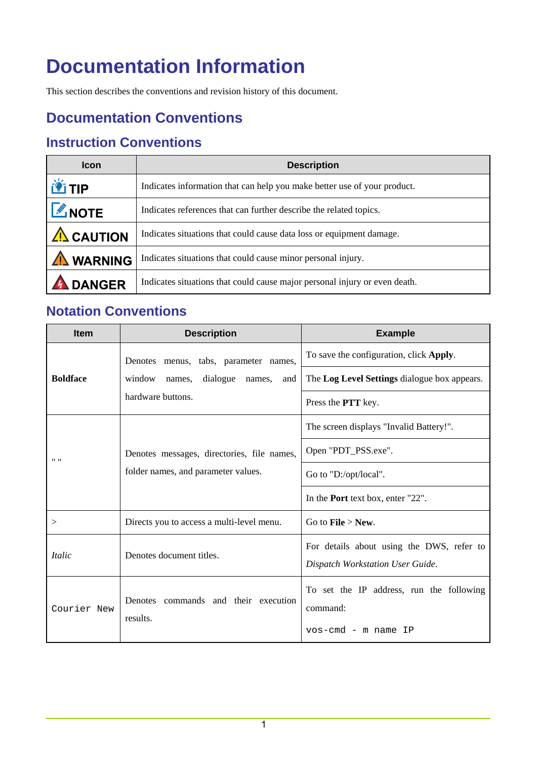# Documentation Information

This section describes the conventions and revision history of this document.

## Documentation Conventions

### Instruction Conventions

| Icon | Description |
|---|---|
| TIP | Indicates information that can help you make better use of your product. |
| NOTE | Indicates references that can further describe the related topics. |
| CAUTION | Indicates situations that could cause data loss or equipment damage. |
| WARNING | Indicates situations that could cause minor personal injury. |
| DANGER | Indicates situations that could cause major personal injury or even death. |

### Notation Conventions

| Item | Description | Example |
|---|---|---|
| **Boldface** | Denotes menus, tabs, parameter names, window names, dialogue names, and hardware buttons. | To save the configuration, click **Apply**. |
| | | The **Log Level Settings** dialogue box appears. |
| | | Press the **PTT** key. |
| " " | Denotes messages, directories, file names, folder names, and parameter values. | The screen displays "Invalid Battery!". |
| | | Open "PDT_PSS.exe". |
| | | Go to "D:/opt/local". |
| | | In the **Port** text box, enter "22". |
| > | Directs you to access a multi-level menu. | Go to **File** > **New**. |
| *Italic* | Denotes document titles. | For details about using the DWS, refer to *Dispatch Workstation User Guide*. |
| `Courier New` | Denotes commands and their execution results. | To set the IP address, run the following command: `vos-cmd - m name IP` |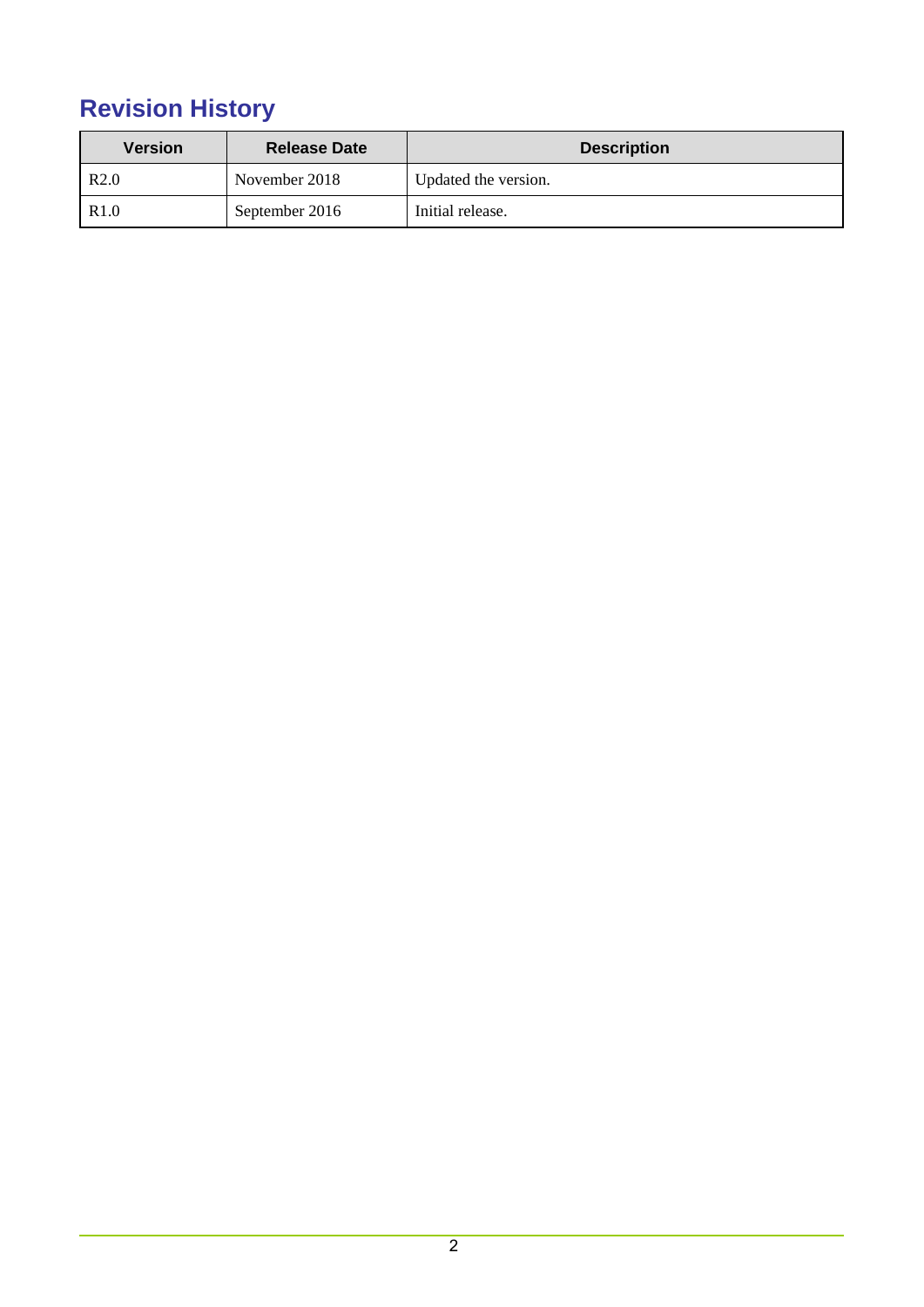# Revision History

| Version | Release Date | Description |
| --- | --- | --- |
| R2.0 | November 2018 | Updated the version. |
| R1.0 | September 2016 | Initial release. |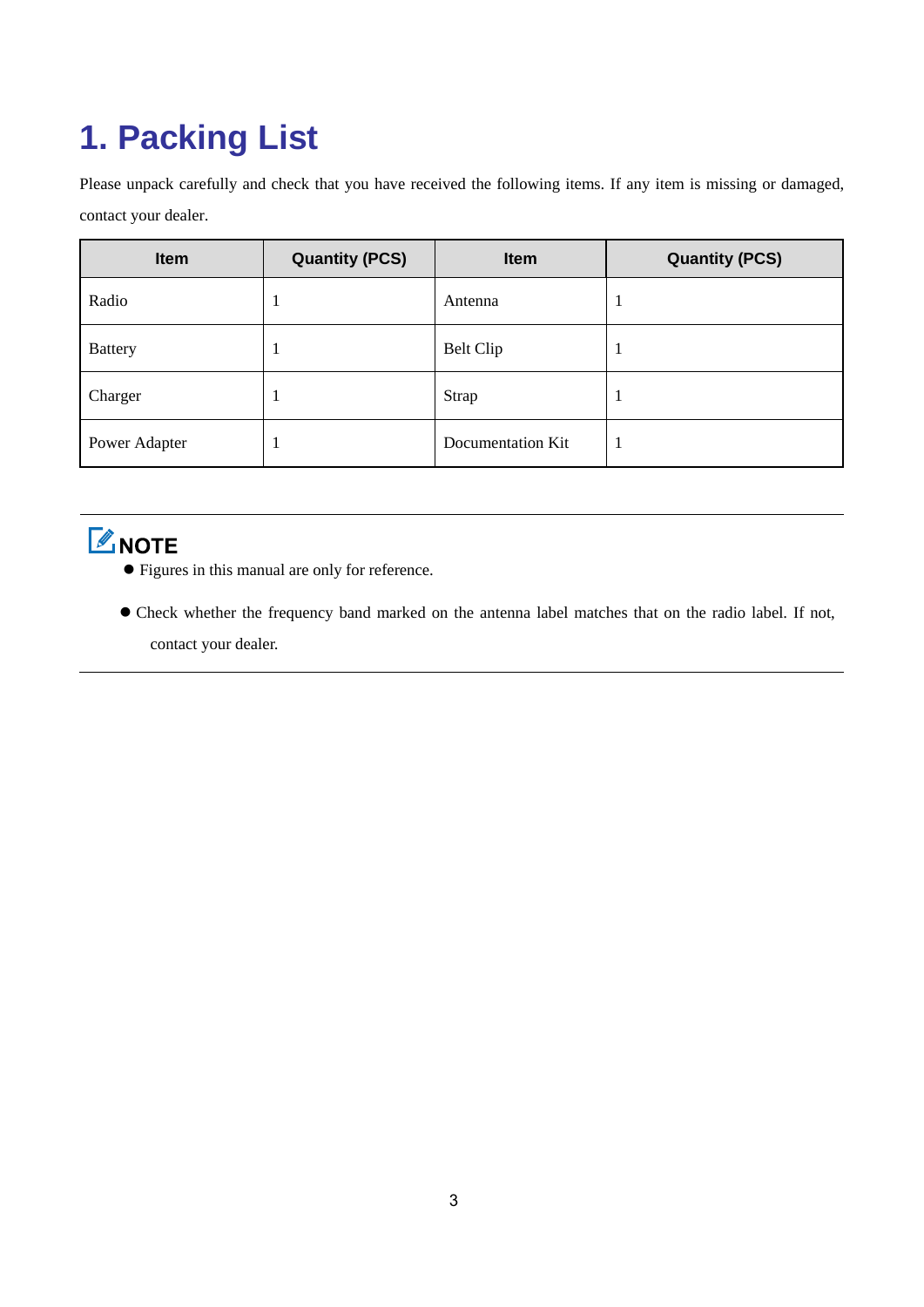# 1. Packing List

Please unpack carefully and check that you have received the following items. If any item is missing or damaged, contact your dealer.

| Item | Quantity (PCS) | Item | Quantity (PCS) |
|---|---|---|---|
| Radio | 1 | Antenna | 1 |
| Battery | 1 | Belt Clip | 1 |
| Charger | 1 | Strap | 1 |
| Power Adapter | 1 | Documentation Kit | 1 |

**NOTE**

- Figures in this manual are only for reference.
- Check whether the frequency band marked on the antenna label matches that on the radio label. If not, contact your dealer.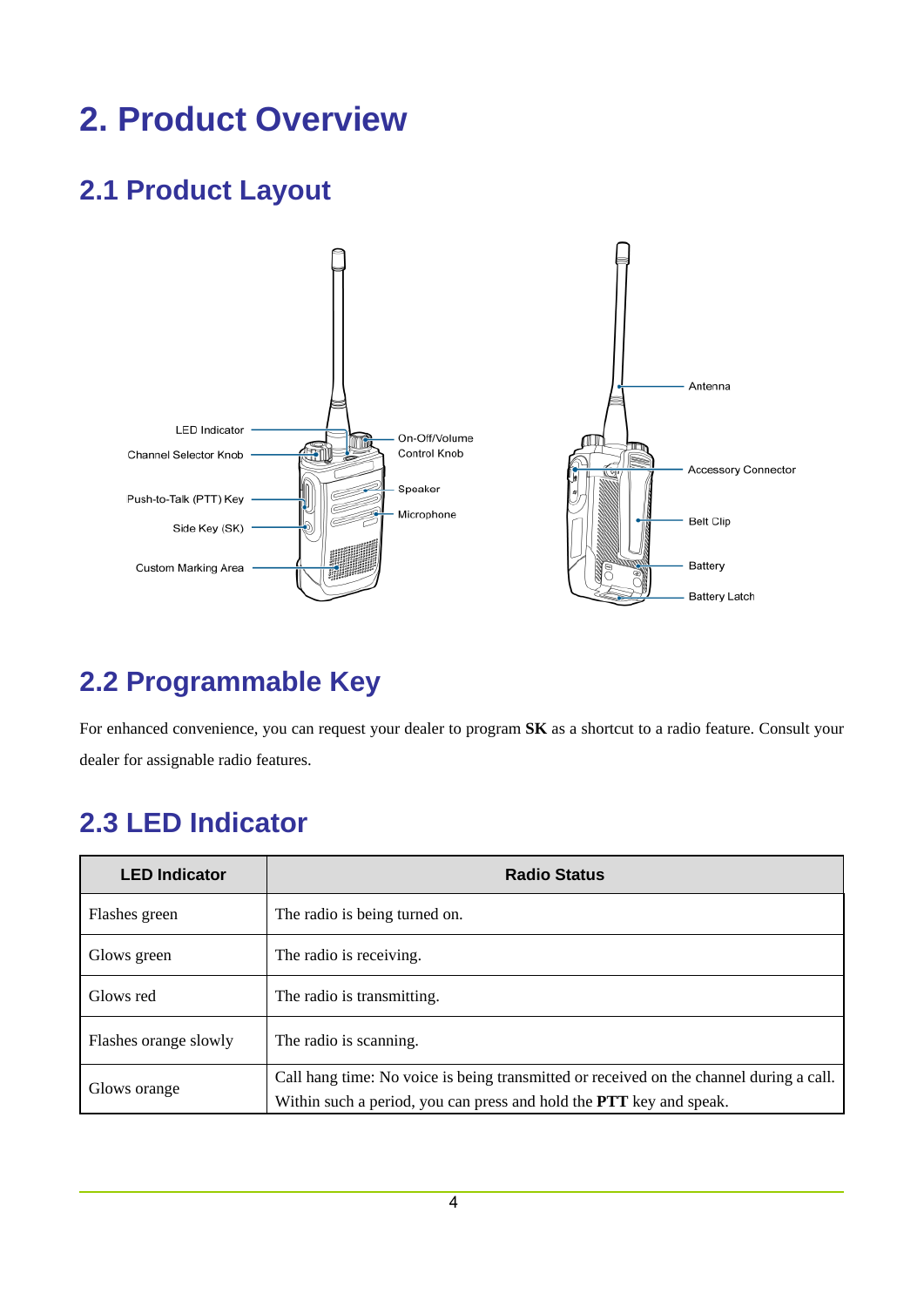# 2. Product Overview

## 2.1 Product Layout

## 2.2 Programmable Key

For enhanced convenience, you can request your dealer to program **SK** as a shortcut to a radio feature. Consult your dealer for assignable radio features.

## 2.3 LED Indicator

| LED Indicator | Radio Status |
|---|---|
| Flashes green | The radio is being turned on. |
| Glows green | The radio is receiving. |
| Glows red | The radio is transmitting. |
| Flashes orange slowly | The radio is scanning. |
| Glows orange | Call hang time: No voice is being transmitted or received on the channel during a call. Within such a period, you can press and hold the **PTT** key and speak. |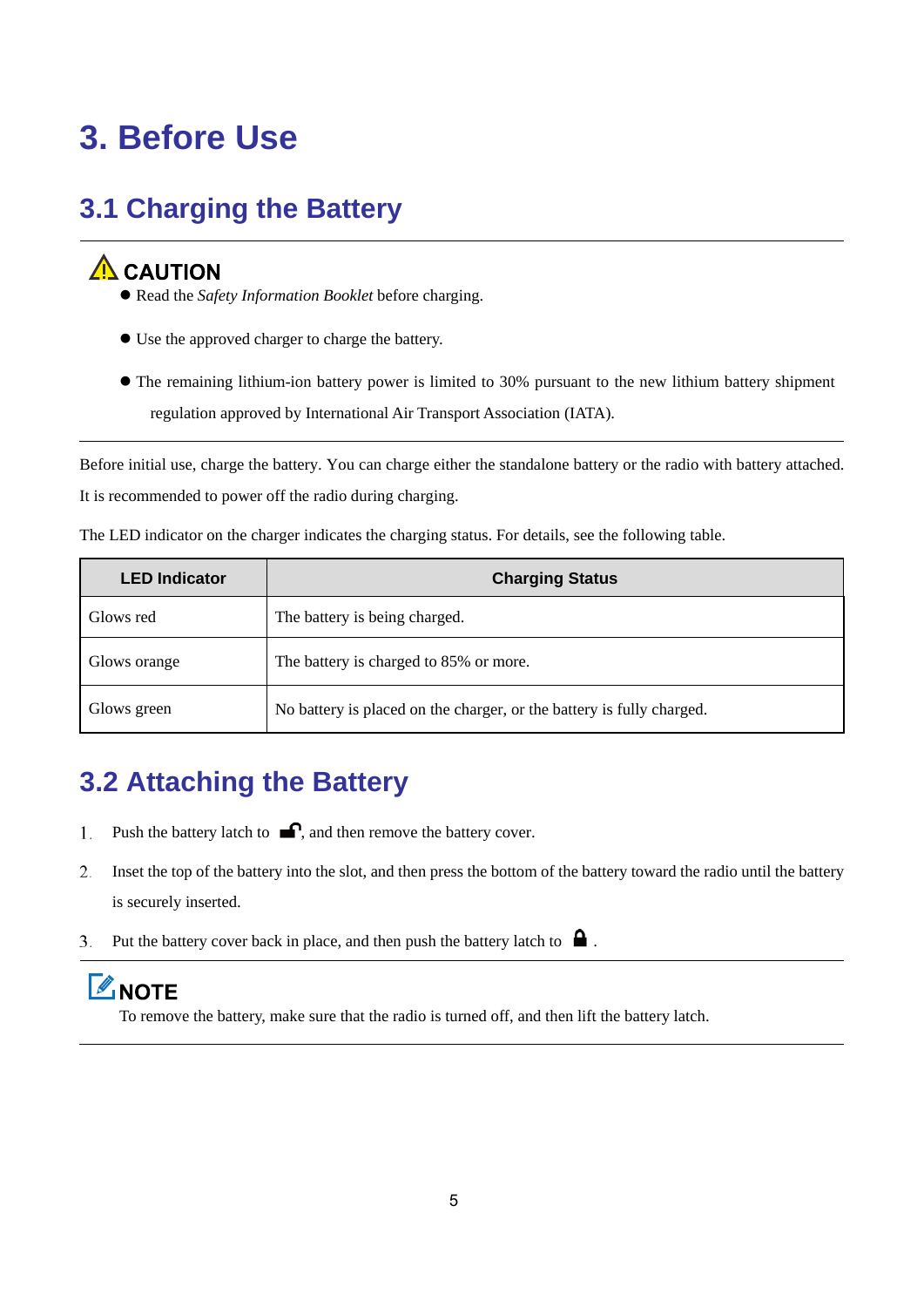# 3. Before Use

## 3.1 Charging the Battery

**CAUTION**

- Read the *Safety Information Booklet* before charging.
- Use the approved charger to charge the battery.
- The remaining lithium-ion battery power is limited to 30% pursuant to the new lithium battery shipment regulation approved by International Air Transport Association (IATA).

Before initial use, charge the battery. You can charge either the standalone battery or the radio with battery attached. It is recommended to power off the radio during charging.

The LED indicator on the charger indicates the charging status. For details, see the following table.

| LED Indicator | Charging Status |
|---|---|
| Glows red | The battery is being charged. |
| Glows orange | The battery is charged to 85% or more. |
| Glows green | No battery is placed on the charger, or the battery is fully charged. |

## 3.2 Attaching the Battery

1. Push the battery latch to 🔓, and then remove the battery cover.
2. Inset the top of the battery into the slot, and then press the bottom of the battery toward the radio until the battery is securely inserted.
3. Put the battery cover back in place, and then push the battery latch to 🔒 .

**NOTE**

To remove the battery, make sure that the radio is turned off, and then lift the battery latch.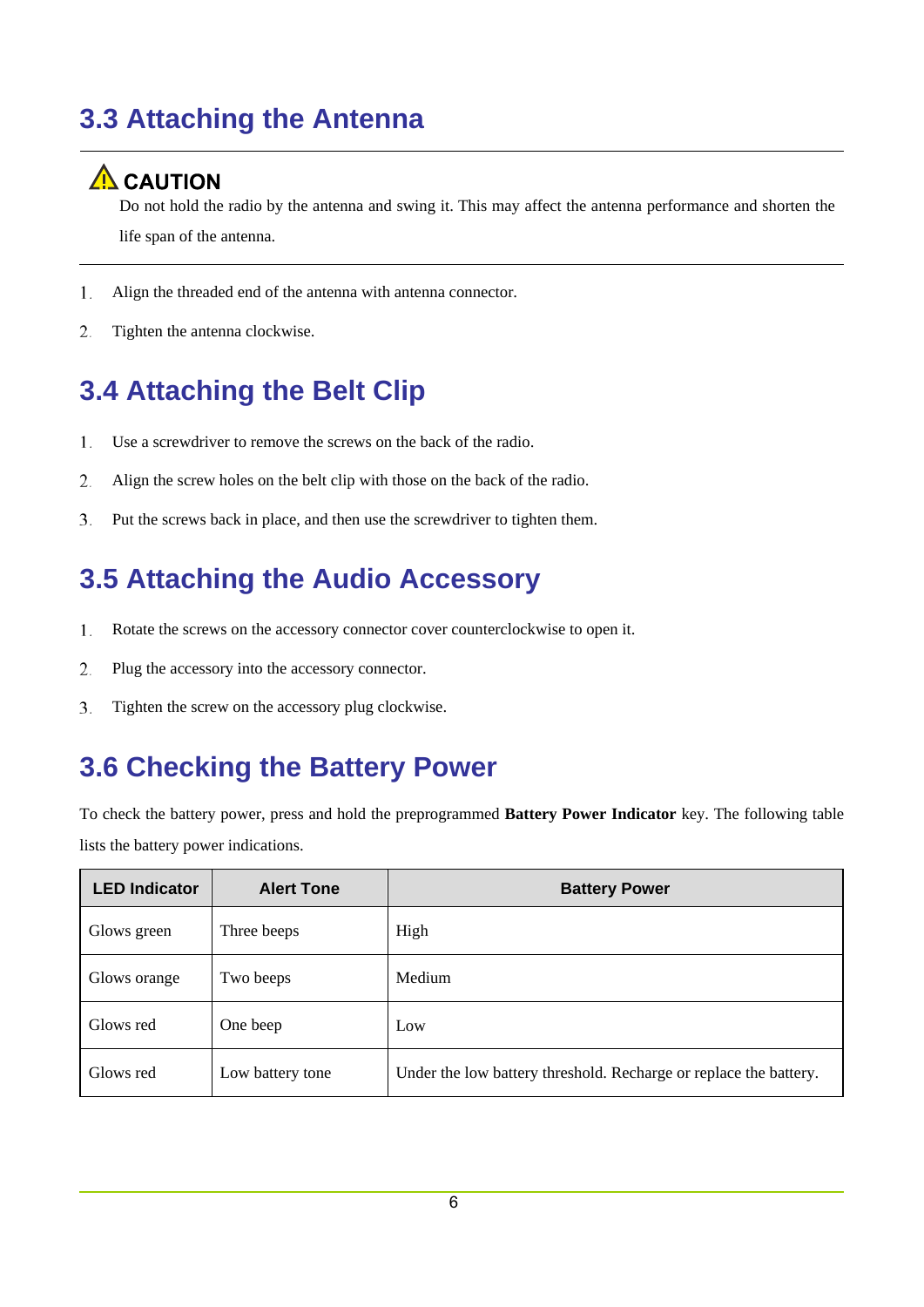## 3.3 Attaching the Antenna

**CAUTION**

Do not hold the radio by the antenna and swing it. This may affect the antenna performance and shorten the life span of the antenna.

1. Align the threaded end of the antenna with antenna connector.
2. Tighten the antenna clockwise.

## 3.4 Attaching the Belt Clip

1. Use a screwdriver to remove the screws on the back of the radio.
2. Align the screw holes on the belt clip with those on the back of the radio.
3. Put the screws back in place, and then use the screwdriver to tighten them.

## 3.5 Attaching the Audio Accessory

1. Rotate the screws on the accessory connector cover counterclockwise to open it.
2. Plug the accessory into the accessory connector.
3. Tighten the screw on the accessory plug clockwise.

## 3.6 Checking the Battery Power

To check the battery power, press and hold the preprogrammed **Battery Power Indicator** key. The following table lists the battery power indications.

| LED Indicator | Alert Tone | Battery Power |
|---|---|---|
| Glows green | Three beeps | High |
| Glows orange | Two beeps | Medium |
| Glows red | One beep | Low |
| Glows red | Low battery tone | Under the low battery threshold. Recharge or replace the battery. |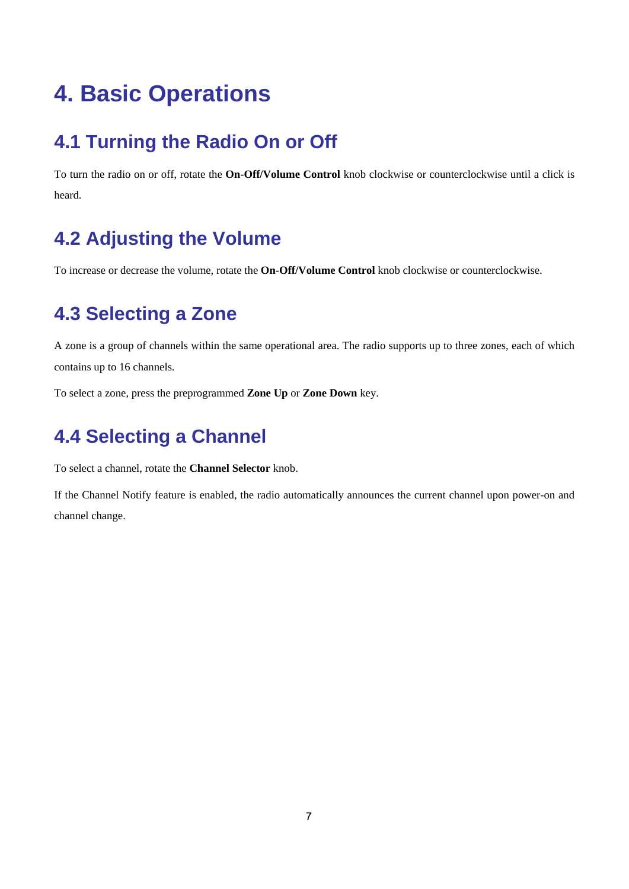# 4. Basic Operations

## 4.1 Turning the Radio On or Off

To turn the radio on or off, rotate the **On-Off/Volume Control** knob clockwise or counterclockwise until a click is heard.

## 4.2 Adjusting the Volume

To increase or decrease the volume, rotate the **On-Off/Volume Control** knob clockwise or counterclockwise.

## 4.3 Selecting a Zone

A zone is a group of channels within the same operational area. The radio supports up to three zones, each of which contains up to 16 channels.

To select a zone, press the preprogrammed **Zone Up** or **Zone Down** key.

## 4.4 Selecting a Channel

To select a channel, rotate the **Channel Selector** knob.

If the Channel Notify feature is enabled, the radio automatically announces the current channel upon power-on and channel change.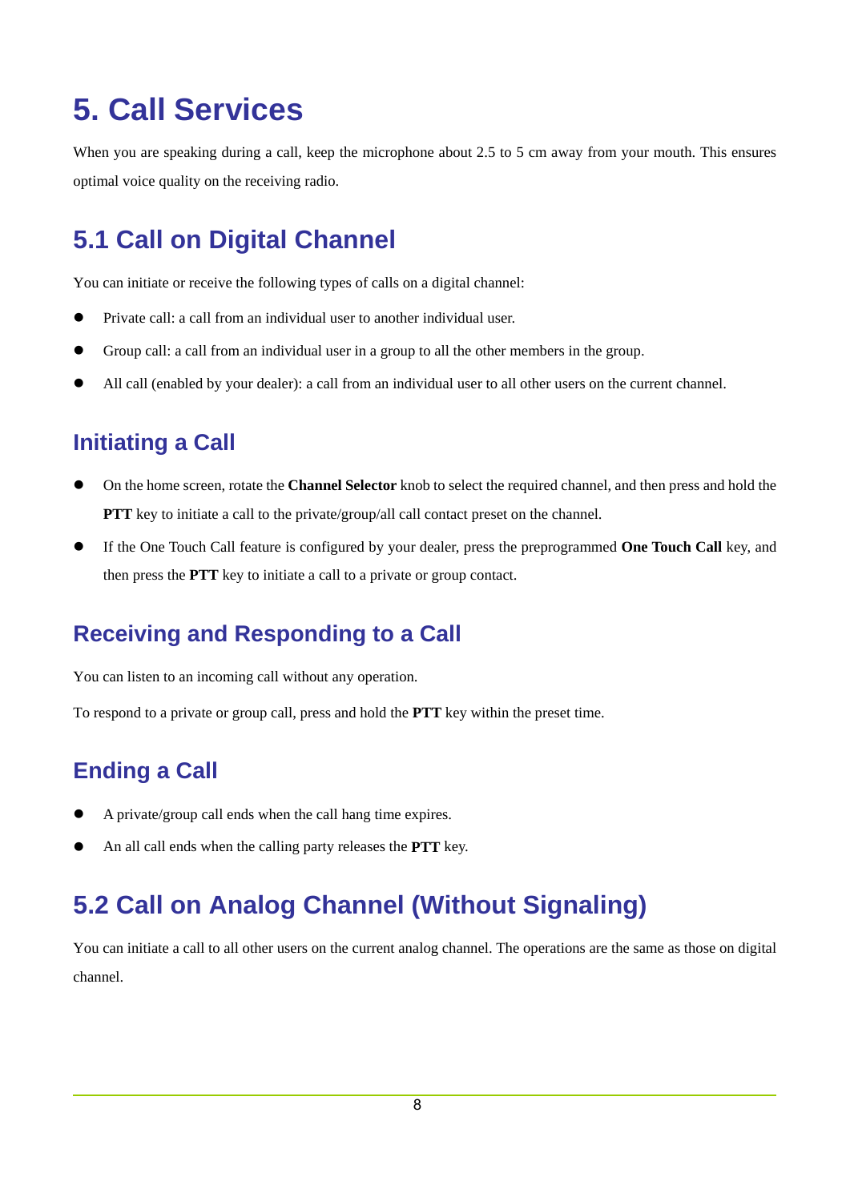# 5. Call Services

When you are speaking during a call, keep the microphone about 2.5 to 5 cm away from your mouth. This ensures optimal voice quality on the receiving radio.

## 5.1 Call on Digital Channel

You can initiate or receive the following types of calls on a digital channel:

- Private call: a call from an individual user to another individual user.
- Group call: a call from an individual user in a group to all the other members in the group.
- All call (enabled by your dealer): a call from an individual user to all other users on the current channel.

### Initiating a Call

- On the home screen, rotate the **Channel Selector** knob to select the required channel, and then press and hold the **PTT** key to initiate a call to the private/group/all call contact preset on the channel.
- If the One Touch Call feature is configured by your dealer, press the preprogrammed **One Touch Call** key, and then press the **PTT** key to initiate a call to a private or group contact.

### Receiving and Responding to a Call

You can listen to an incoming call without any operation.

To respond to a private or group call, press and hold the **PTT** key within the preset time.

### Ending a Call

- A private/group call ends when the call hang time expires.
- An all call ends when the calling party releases the **PTT** key.

## 5.2 Call on Analog Channel (Without Signaling)

You can initiate a call to all other users on the current analog channel. The operations are the same as those on digital channel.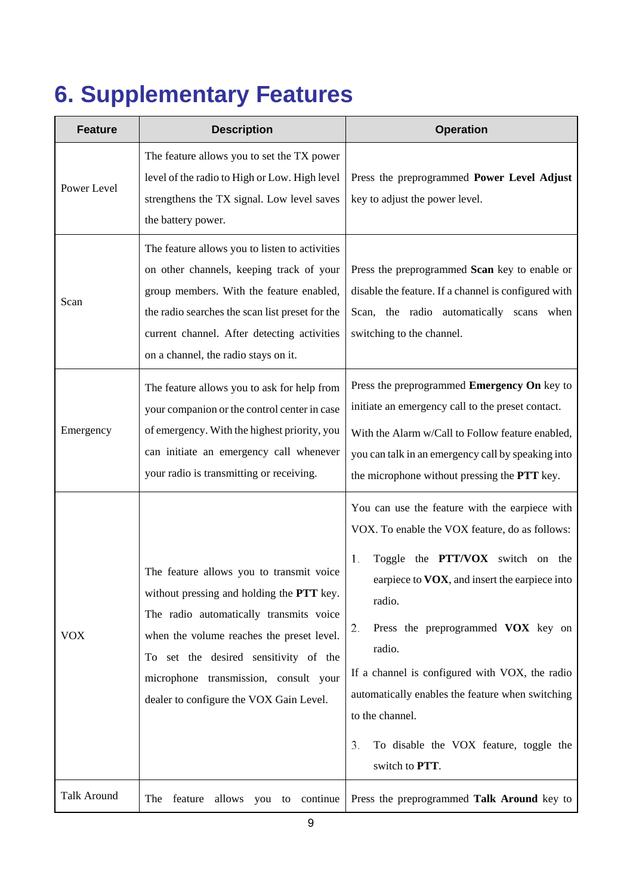# 6. Supplementary Features

| Feature | Description | Operation |
|---|---|---|
| Power Level | The feature allows you to set the TX power level of the radio to High or Low. High level strengthens the TX signal. Low level saves the battery power. | Press the preprogrammed **Power Level Adjust** key to adjust the power level. |
| Scan | The feature allows you to listen to activities on other channels, keeping track of your group members. With the feature enabled, the radio searches the scan list preset for the current channel. After detecting activities on a channel, the radio stays on it. | Press the preprogrammed **Scan** key to enable or disable the feature. If a channel is configured with Scan, the radio automatically scans when switching to the channel. |
| Emergency | The feature allows you to ask for help from your companion or the control center in case of emergency. With the highest priority, you can initiate an emergency call whenever your radio is transmitting or receiving. | Press the preprogrammed **Emergency On** key to initiate an emergency call to the preset contact.<br>With the Alarm w/Call to Follow feature enabled, you can talk in an emergency call by speaking into the microphone without pressing the **PTT** key. |
| VOX | The feature allows you to transmit voice without pressing and holding the **PTT** key. The radio automatically transmits voice when the volume reaches the preset level. To set the desired sensitivity of the microphone transmission, consult your dealer to configure the VOX Gain Level. | You can use the feature with the earpiece with VOX. To enable the VOX feature, do as follows:<br>1. Toggle the **PTT/VOX** switch on the earpiece to **VOX**, and insert the earpiece into radio.<br>2. Press the preprogrammed **VOX** key on radio.<br>If a channel is configured with VOX, the radio automatically enables the feature when switching to the channel.<br>3. To disable the VOX feature, toggle the switch to **PTT**. |
| Talk Around | The feature allows you to continue | Press the preprogrammed **Talk Around** key to |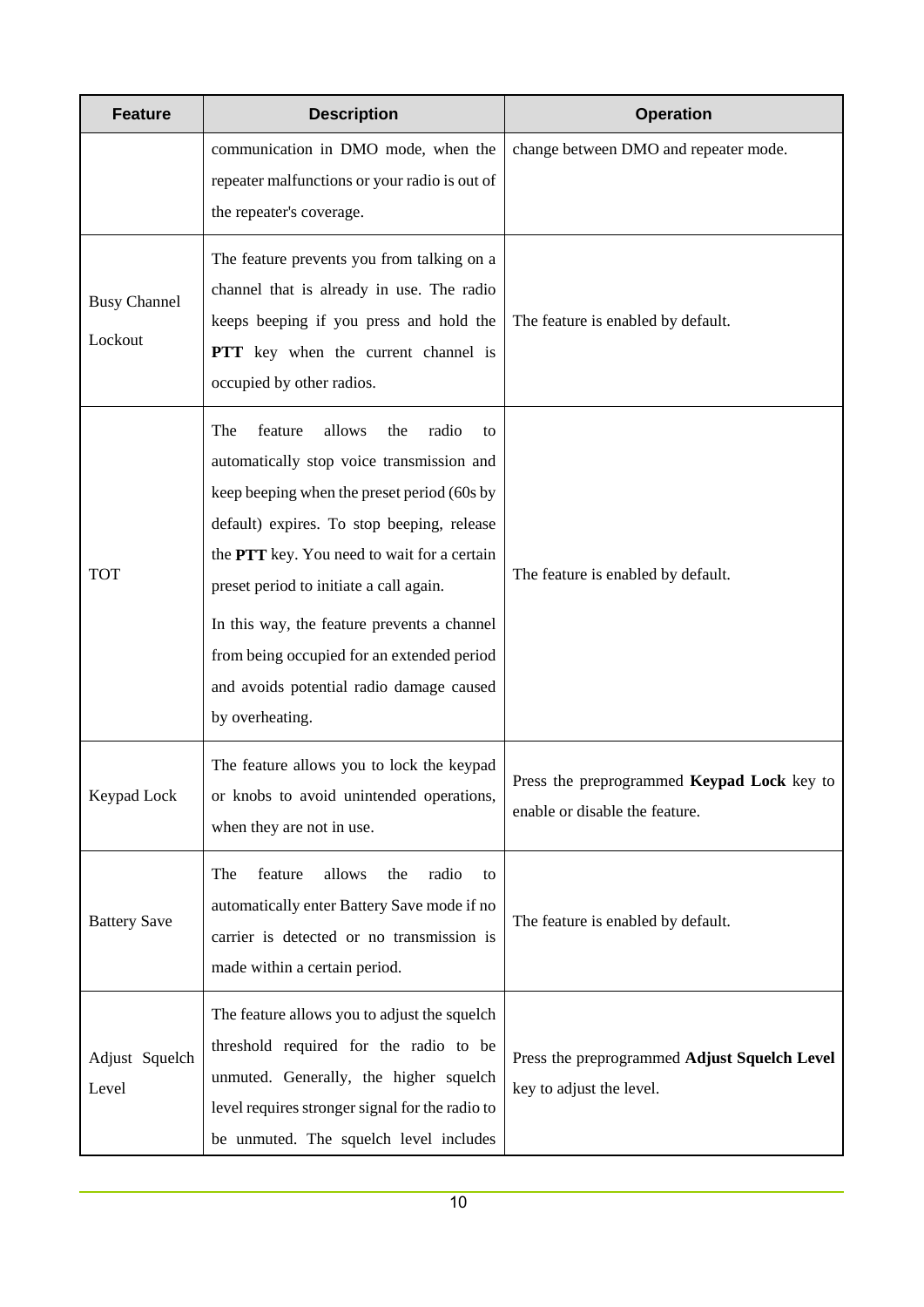| Feature | Description | Operation |
|---|---|---|
| | communication in DMO mode, when the repeater malfunctions or your radio is out of the repeater's coverage. | change between DMO and repeater mode. |
| Busy Channel Lockout | The feature prevents you from talking on a channel that is already in use. The radio keeps beeping if you press and hold the **PTT** key when the current channel is occupied by other radios. | The feature is enabled by default. |
| TOT | The feature allows the radio to automatically stop voice transmission and keep beeping when the preset period (60s by default) expires. To stop beeping, release the **PTT** key. You need to wait for a certain preset period to initiate a call again.<br>In this way, the feature prevents a channel from being occupied for an extended period and avoids potential radio damage caused by overheating. | The feature is enabled by default. |
| Keypad Lock | The feature allows you to lock the keypad or knobs to avoid unintended operations, when they are not in use. | Press the preprogrammed **Keypad Lock** key to enable or disable the feature. |
| Battery Save | The feature allows the radio to automatically enter Battery Save mode if no carrier is detected or no transmission is made within a certain period. | The feature is enabled by default. |
| Adjust Squelch Level | The feature allows you to adjust the squelch threshold required for the radio to be unmuted. Generally, the higher squelch level requires stronger signal for the radio to be unmuted. The squelch level includes | Press the preprogrammed **Adjust Squelch Level** key to adjust the level. |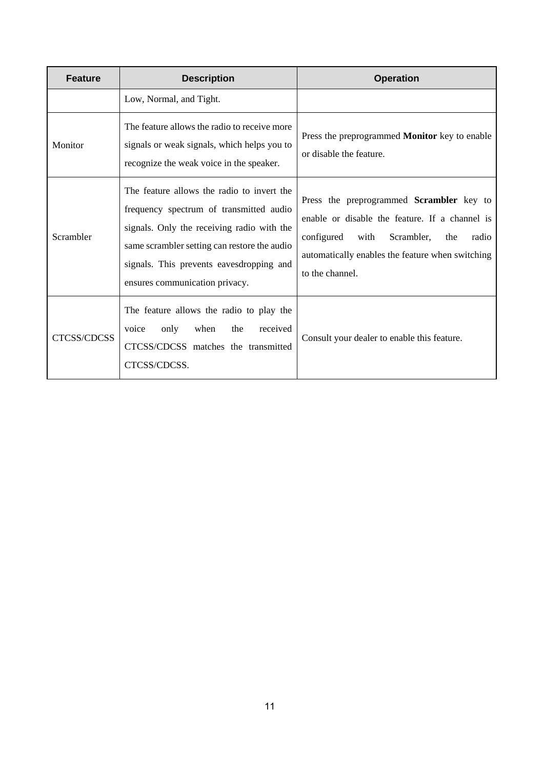| Feature | Description | Operation |
|---|---|---|
| | Low, Normal, and Tight. | |
| Monitor | The feature allows the radio to receive more signals or weak signals, which helps you to recognize the weak voice in the speaker. | Press the preprogrammed **Monitor** key to enable or disable the feature. |
| Scrambler | The feature allows the radio to invert the frequency spectrum of transmitted audio signals. Only the receiving radio with the same scrambler setting can restore the audio signals. This prevents eavesdropping and ensures communication privacy. | Press the preprogrammed **Scrambler** key to enable or disable the feature. If a channel is configured with Scrambler, the radio automatically enables the feature when switching to the channel. |
| CTCSS/CDCSS | The feature allows the radio to play the voice only when the received CTCSS/CDCSS matches the transmitted CTCSS/CDCSS. | Consult your dealer to enable this feature. |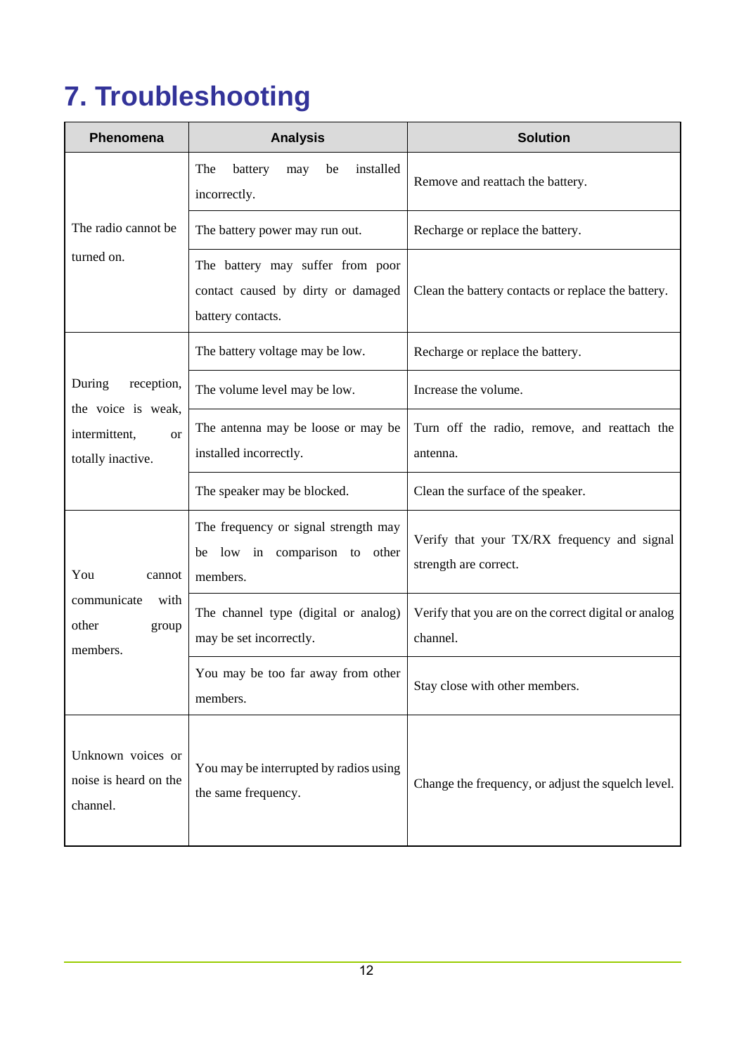# 7. Troubleshooting

| Phenomena | Analysis | Solution |
|---|---|---|
| The radio cannot be turned on. | The battery may be installed incorrectly. | Remove and reattach the battery. |
| | The battery power may run out. | Recharge or replace the battery. |
| | The battery may suffer from poor contact caused by dirty or damaged battery contacts. | Clean the battery contacts or replace the battery. |
| During reception, the voice is weak, intermittent, or totally inactive. | The battery voltage may be low. | Recharge or replace the battery. |
| | The volume level may be low. | Increase the volume. |
| | The antenna may be loose or may be installed incorrectly. | Turn off the radio, remove, and reattach the antenna. |
| | The speaker may be blocked. | Clean the surface of the speaker. |
| You cannot communicate with other group members. | The frequency or signal strength may be low in comparison to other members. | Verify that your TX/RX frequency and signal strength are correct. |
| | The channel type (digital or analog) may be set incorrectly. | Verify that you are on the correct digital or analog channel. |
| | You may be too far away from other members. | Stay close with other members. |
| Unknown voices or noise is heard on the channel. | You may be interrupted by radios using the same frequency. | Change the frequency, or adjust the squelch level. |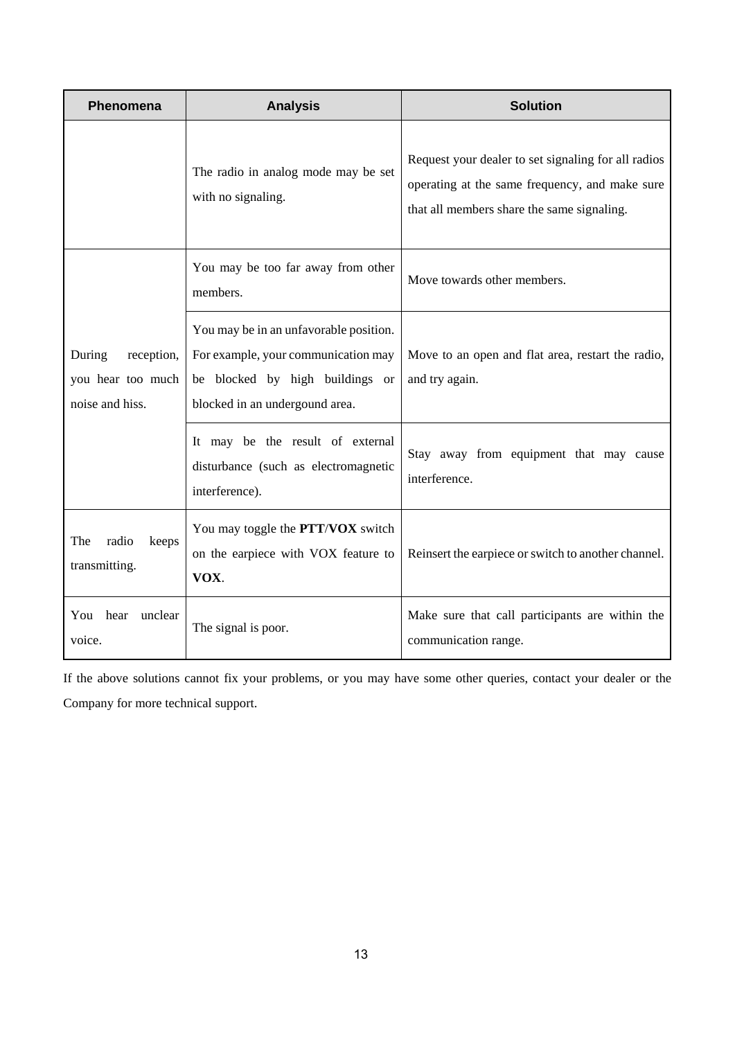| Phenomena | Analysis | Solution |
| --- | --- | --- |
| | The radio in analog mode may be set with no signaling. | Request your dealer to set signaling for all radios operating at the same frequency, and make sure that all members share the same signaling. |
| During reception, you hear too much noise and hiss. | You may be too far away from other members. | Move towards other members. |
| | You may be in an unfavorable position. For example, your communication may be blocked by high buildings or blocked in an undergound area. | Move to an open and flat area, restart the radio, and try again. |
| | It may be the result of external disturbance (such as electromagnetic interference). | Stay away from equipment that may cause interference. |
| The radio keeps transmitting. | You may toggle the **PTT**/**VOX** switch on the earpiece with VOX feature to **VOX**. | Reinsert the earpiece or switch to another channel. |
| You hear unclear voice. | The signal is poor. | Make sure that call participants are within the communication range. |

If the above solutions cannot fix your problems, or you may have some other queries, contact your dealer or the Company for more technical support.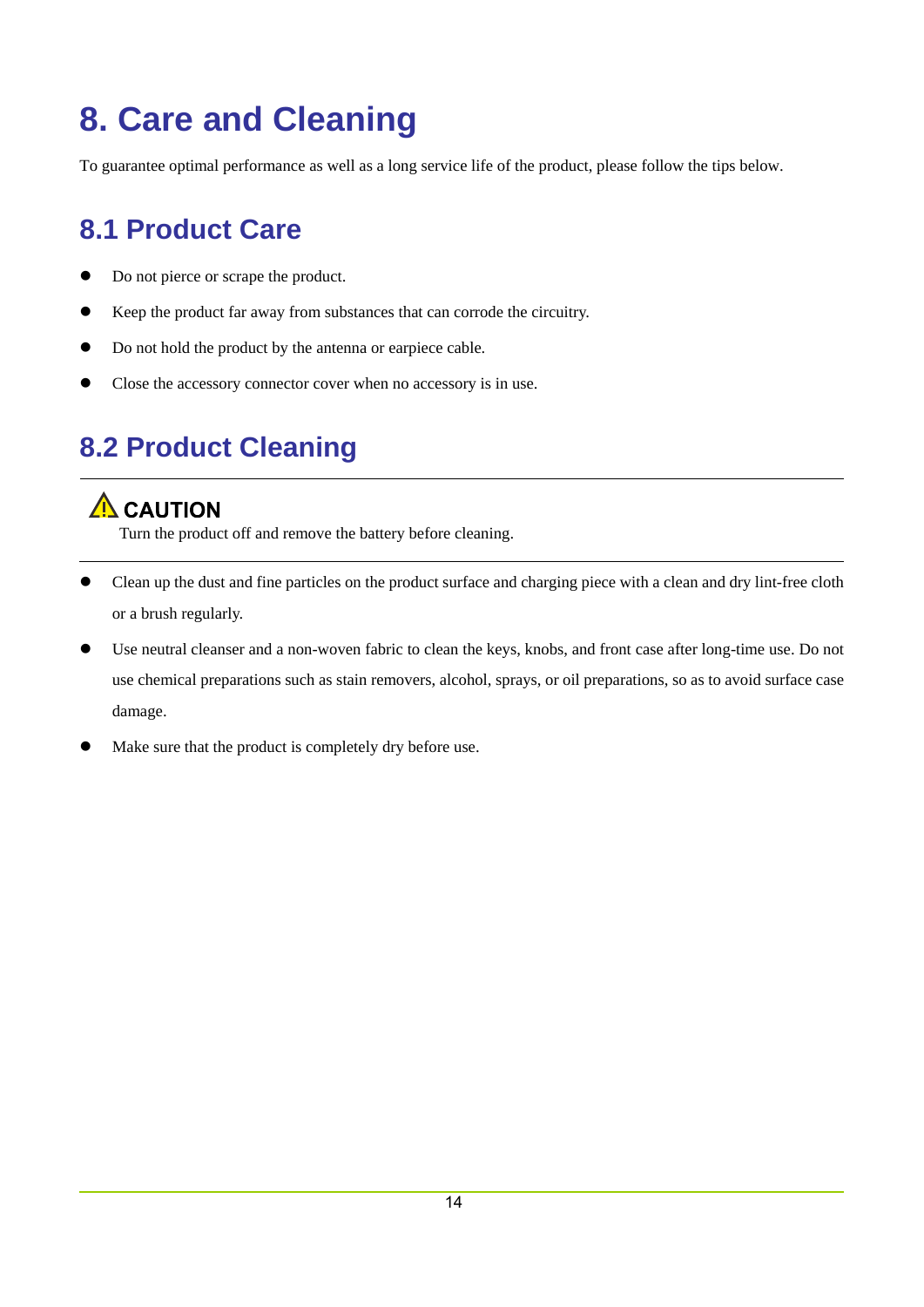# 8. Care and Cleaning

To guarantee optimal performance as well as a long service life of the product, please follow the tips below.

## 8.1 Product Care

- Do not pierce or scrape the product.
- Keep the product far away from substances that can corrode the circuitry.
- Do not hold the product by the antenna or earpiece cable.
- Close the accessory connector cover when no accessory is in use.

## 8.2 Product Cleaning

---

⚠ **CAUTION**

Turn the product off and remove the battery before cleaning.

---

- Clean up the dust and fine particles on the product surface and charging piece with a clean and dry lint-free cloth or a brush regularly.
- Use neutral cleanser and a non-woven fabric to clean the keys, knobs, and front case after long-time use. Do not use chemical preparations such as stain removers, alcohol, sprays, or oil preparations, so as to avoid surface case damage.
- Make sure that the product is completely dry before use.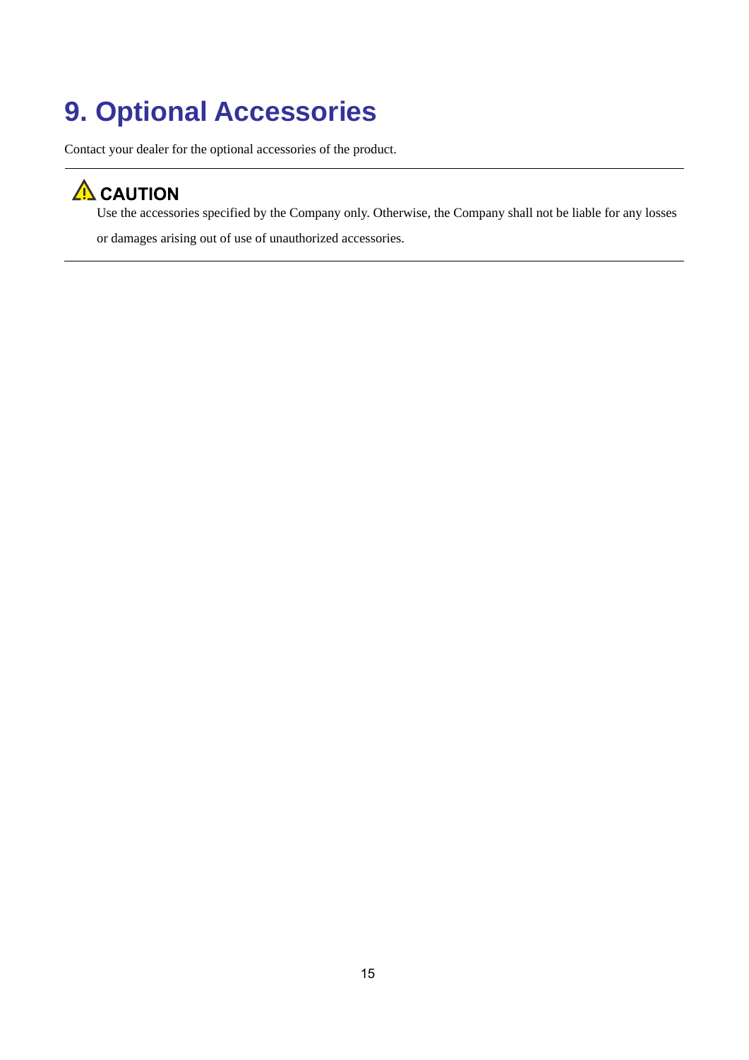# 9. Optional Accessories

Contact your dealer for the optional accessories of the product.

---

⚠ **CAUTION**

Use the accessories specified by the Company only. Otherwise, the Company shall not be liable for any losses or damages arising out of use of unauthorized accessories.

---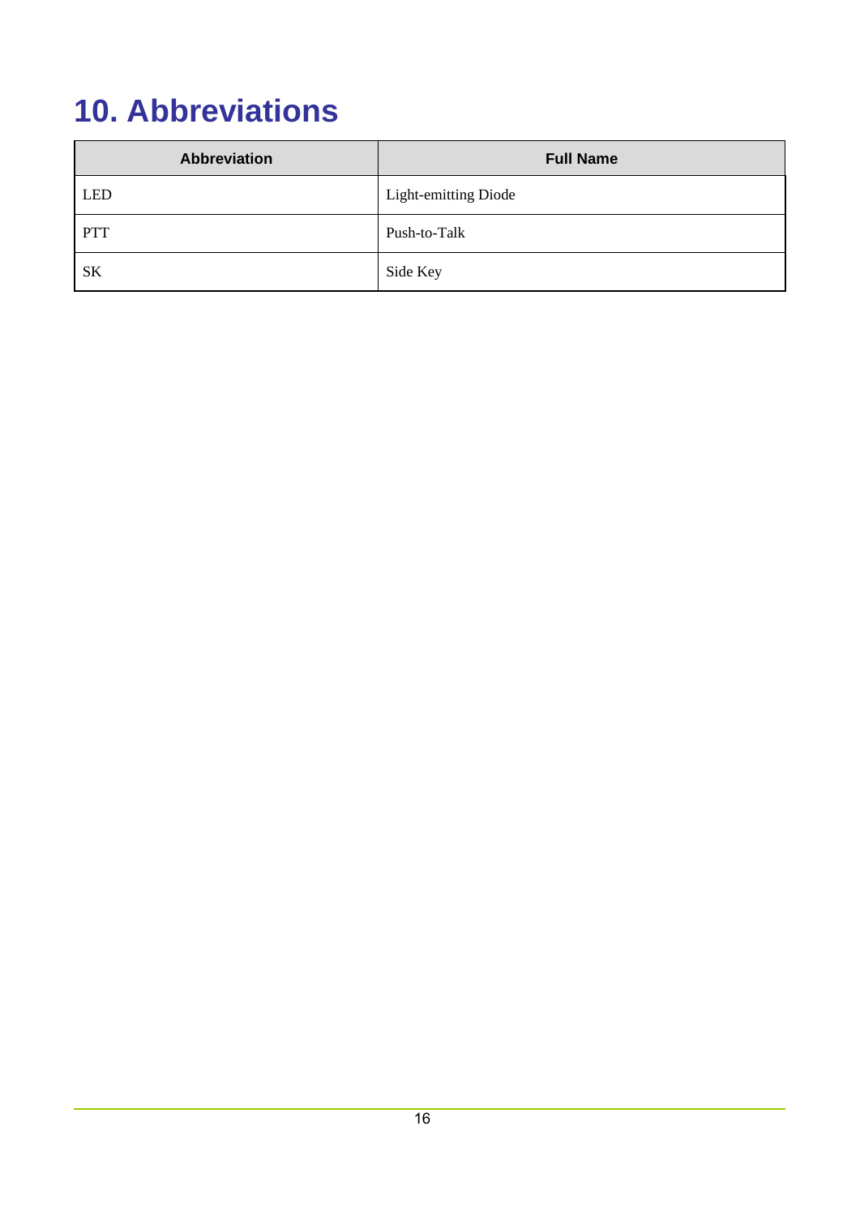# 10. Abbreviations

| Abbreviation | Full Name |
| --- | --- |
| LED | Light-emitting Diode |
| PTT | Push-to-Talk |
| SK | Side Key |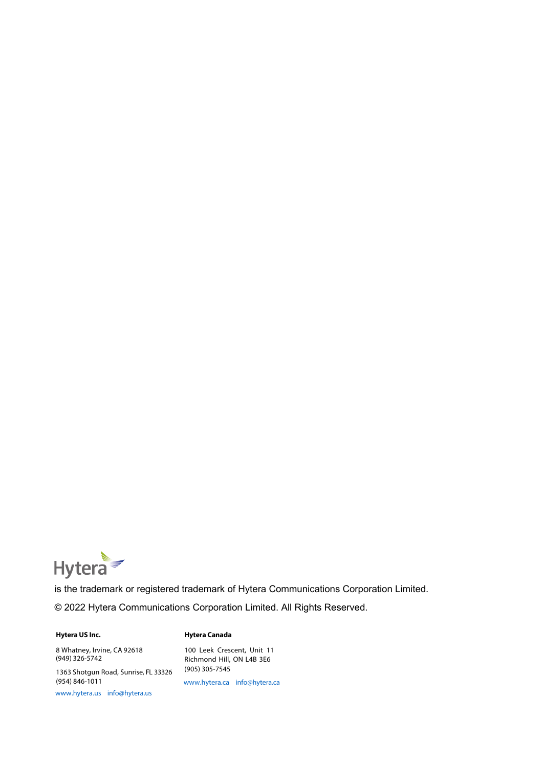Hytera

is the trademark or registered trademark of Hytera Communications Corporation Limited.

© 2022 Hytera Communications Corporation Limited. All Rights Reserved.

**Hytera US Inc.**

8 Whatney, Irvine, CA 92618
(949) 326-5742

1363 Shotgun Road, Sunrise, FL 33326
(954) 846-1011

www.hytera.us info@hytera.us

**Hytera Canada**

100 Leek Crescent, Unit 11
Richmond Hill, ON L4B 3E6
(905) 305-7545

www.hytera.ca info@hytera.ca